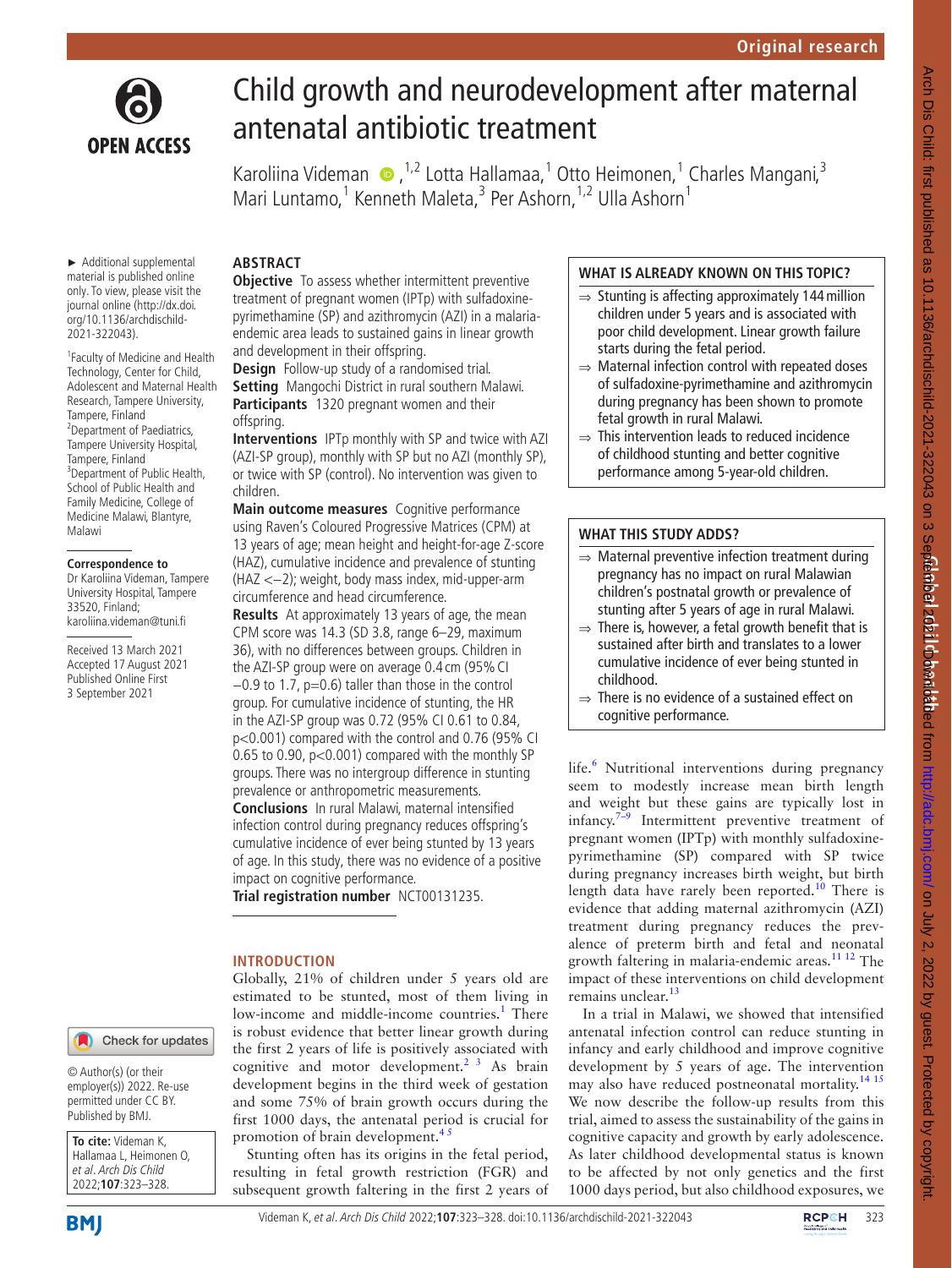Original research

# Child growth and neurodevelopment after maternal antenatal antibiotic treatment

Karoliina Videman [1,2], Lotta Hallamaa,[1] Otto Heimonen,[1] Charles Mangani,[3] Mari Luntamo,[1] Kenneth Maleta,[3] Per Ashorn,[1,2] Ulla Ashorn[1]

► Additional supplemental material is published online only. To view, please visit the journal online (http://dx.doi.org/10.1136/archdischild-2021-322043).

[1]Faculty of Medicine and Health Technology, Center for Child, Adolescent and Maternal Health Research, Tampere University, Tampere, Finland
[2]Department of Paediatrics, Tampere University Hospital, Tampere, Finland
[3]Department of Public Health, School of Public Health and Family Medicine, College of Medicine Malawi, Blantyre, Malawi

**Correspondence to**
Dr Karoliina Videman, Tampere University Hospital, Tampere 33520, Finland; karoliina.videman@tuni.fi

Received 13 March 2021
Accepted 17 August 2021
Published Online First 3 September 2021

## ABSTRACT

**Objective** To assess whether intermittent preventive treatment of pregnant women (IPTp) with sulfadoxine-pyrimethamine (SP) and azithromycin (AZI) in a malaria-endemic area leads to sustained gains in linear growth and development in their offspring.

**Design** Follow-up study of a randomised trial.

**Setting** Mangochi District in rural southern Malawi.

**Participants** 1320 pregnant women and their offspring.

**Interventions** IPTp monthly with SP and twice with AZI (AZI-SP group), monthly with SP but no AZI (monthly SP), or twice with SP (control). No intervention was given to children.

**Main outcome measures** Cognitive performance using Raven's Coloured Progressive Matrices (CPM) at 13 years of age; mean height and height-for-age Z-score (HAZ), cumulative incidence and prevalence of stunting (HAZ <−2); weight, body mass index, mid-upper-arm circumference and head circumference.

**Results** At approximately 13 years of age, the mean CPM score was 14.3 (SD 3.8, range 6–29, maximum 36), with no differences between groups. Children in the AZI-SP group were on average 0.4 cm (95% CI −0.9 to 1.7, p=0.6) taller than those in the control group. For cumulative incidence of stunting, the HR in the AZI-SP group was 0.72 (95% CI 0.61 to 0.84, p<0.001) compared with the control and 0.76 (95% CI 0.65 to 0.90, p<0.001) compared with the monthly SP groups. There was no intergroup difference in stunting prevalence or anthropometric measurements.

**Conclusions** In rural Malawi, maternal intensified infection control during pregnancy reduces offspring's cumulative incidence of ever being stunted by 13 years of age. In this study, there was no evidence of a positive impact on cognitive performance.

**Trial registration number** NCT00131235.

### WHAT IS ALREADY KNOWN ON THIS TOPIC?

- ⇒ Stunting is affecting approximately 144 million children under 5 years and is associated with poor child development. Linear growth failure starts during the fetal period.
- ⇒ Maternal infection control with repeated doses of sulfadoxine-pyrimethamine and azithromycin during pregnancy has been shown to promote fetal growth in rural Malawi.
- ⇒ This intervention leads to reduced incidence of childhood stunting and better cognitive performance among 5-year-old children.

### WHAT THIS STUDY ADDS?

- ⇒ Maternal preventive infection treatment during pregnancy has no impact on rural Malawian children's postnatal growth or prevalence of stunting after 5 years of age in rural Malawi.
- ⇒ There is, however, a fetal growth benefit that is sustained after birth and translates to a lower cumulative incidence of ever being stunted in childhood.
- ⇒ There is no evidence of a sustained effect on cognitive performance.

## INTRODUCTION

Globally, 21% of children under 5 years old are estimated to be stunted, most of them living in low-income and middle-income countries.[1] There is robust evidence that better linear growth during the first 2 years of life is positively associated with cognitive and motor development.[2,3] As brain development begins in the third week of gestation and some 75% of brain growth occurs during the first 1000 days, the antenatal period is crucial for promotion of brain development.[4,5]

Stunting often has its origins in the fetal period, resulting in fetal growth restriction (FGR) and subsequent growth faltering in the first 2 years of life.[6] Nutritional interventions during pregnancy seem to modestly increase mean birth length and weight but these gains are typically lost in infancy.[7–9] Intermittent preventive treatment of pregnant women (IPTp) with monthly sulfadoxine-pyrimethamine (SP) compared with SP twice during pregnancy increases birth weight, but birth length data have rarely been reported.[10] There is evidence that adding maternal azithromycin (AZI) treatment during pregnancy reduces the prevalence of preterm birth and fetal and neonatal growth faltering in malaria-endemic areas.[11,12] The impact of these interventions on child development remains unclear.[13]

In a trial in Malawi, we showed that intensified antenatal infection control can reduce stunting in infancy and early childhood and improve cognitive development by 5 years of age. The intervention may also have reduced postneonatal mortality.[14,15] We now describe the follow-up results from this trial, aimed to assess the sustainability of the gains in cognitive capacity and growth by early adolescence. As later childhood developmental status is known to be affected by not only genetics and the first 1000 days period, but also childhood exposures, we

© Author(s) (or their employer(s)) 2022. Re-use permitted under CC BY. Published by BMJ.

**To cite:** Videman K, Hallamaa L, Heimonen O, et al. Arch Dis Child 2022;107:323–328.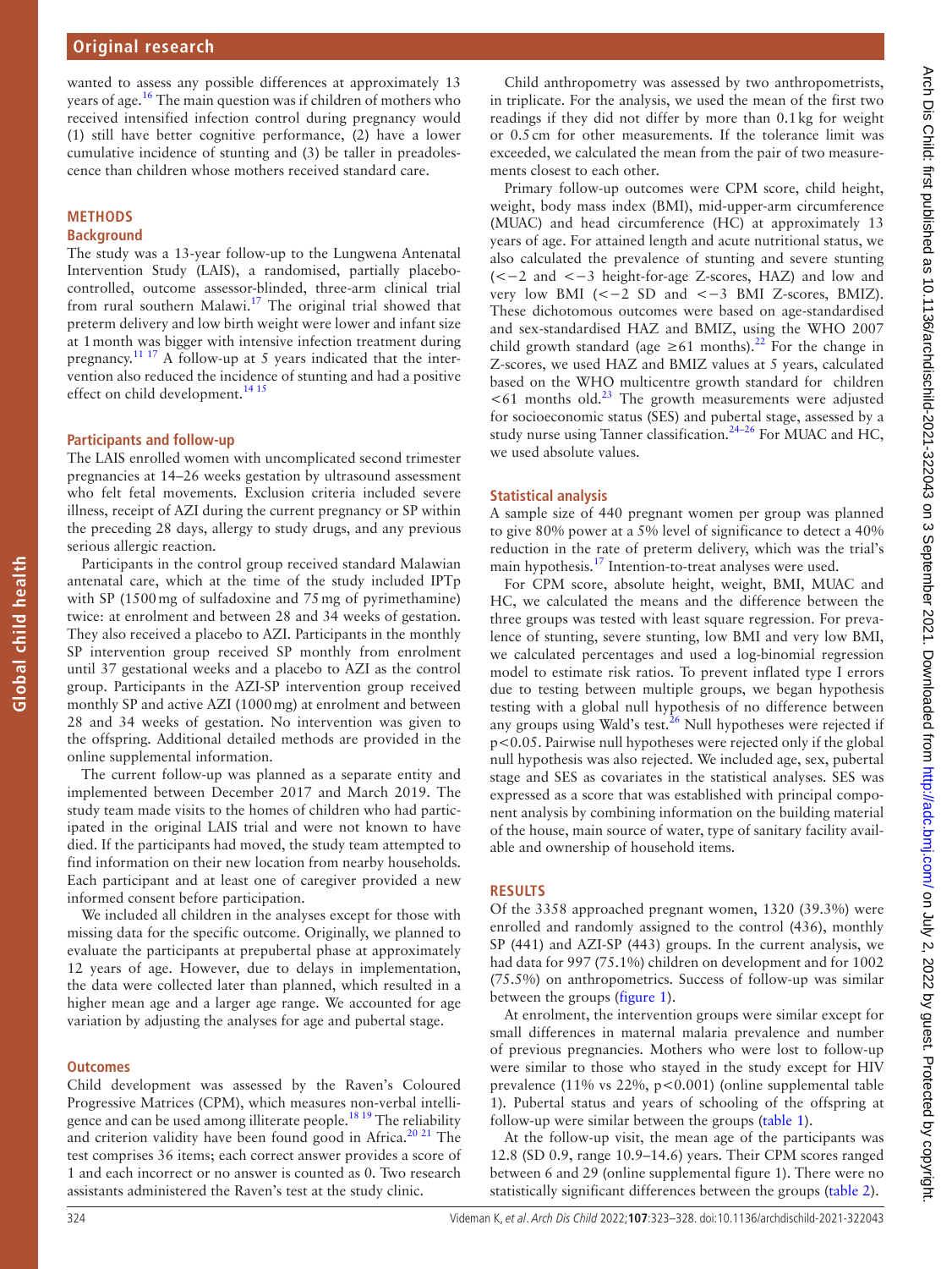wanted to assess any possible differences at approximately 13 years of age.[16] The main question was if children of mothers who received intensified infection control during pregnancy would (1) still have better cognitive performance, (2) have a lower cumulative incidence of stunting and (3) be taller in preadolescence than children whose mothers received standard care.

## METHODS

### Background

The study was a 13-year follow-up to the Lungwena Antenatal Intervention Study (LAIS), a randomised, partially placebo-controlled, outcome assessor-blinded, three-arm clinical trial from rural southern Malawi.[17] The original trial showed that preterm delivery and low birth weight were lower and infant size at 1 month was bigger with intensive infection treatment during pregnancy.[11 17] A follow-up at 5 years indicated that the intervention also reduced the incidence of stunting and had a positive effect on child development.[14 15]

### Participants and follow-up

The LAIS enrolled women with uncomplicated second trimester pregnancies at 14–26 weeks gestation by ultrasound assessment who felt fetal movements. Exclusion criteria included severe illness, receipt of AZI during the current pregnancy or SP within the preceding 28 days, allergy to study drugs, and any previous serious allergic reaction.

Participants in the control group received standard Malawian antenatal care, which at the time of the study included IPTp with SP (1500 mg of sulfadoxine and 75 mg of pyrimethamine) twice: at enrolment and between 28 and 34 weeks of gestation. They also received a placebo to AZI. Participants in the monthly SP intervention group received SP monthly from enrolment until 37 gestational weeks and a placebo to AZI as the control group. Participants in the AZI-SP intervention group received monthly SP and active AZI (1000 mg) at enrolment and between 28 and 34 weeks of gestation. No intervention was given to the offspring. Additional detailed methods are provided in the online supplemental information.

The current follow-up was planned as a separate entity and implemented between December 2017 and March 2019. The study team made visits to the homes of children who had participated in the original LAIS trial and were not known to have died. If the participants had moved, the study team attempted to find information on their new location from nearby households. Each participant and at least one of caregiver provided a new informed consent before participation.

We included all children in the analyses except for those with missing data for the specific outcome. Originally, we planned to evaluate the participants at prepubertal phase at approximately 12 years of age. However, due to delays in implementation, the data were collected later than planned, which resulted in a higher mean age and a larger age range. We accounted for age variation by adjusting the analyses for age and pubertal stage.

### Outcomes

Child development was assessed by the Raven's Coloured Progressive Matrices (CPM), which measures non-verbal intelligence and can be used among illiterate people.[18 19] The reliability and criterion validity have been found good in Africa.[20 21] The test comprises 36 items; each correct answer provides a score of 1 and each incorrect or no answer is counted as 0. Two research assistants administered the Raven's test at the study clinic.

Child anthropometry was assessed by two anthropometrists, in triplicate. For the analysis, we used the mean of the first two readings if they did not differ by more than 0.1 kg for weight or 0.5 cm for other measurements. If the tolerance limit was exceeded, we calculated the mean from the pair of two measurements closest to each other.

Primary follow-up outcomes were CPM score, child height, weight, body mass index (BMI), mid-upper-arm circumference (MUAC) and head circumference (HC) at approximately 13 years of age. For attained length and acute nutritional status, we also calculated the prevalence of stunting and severe stunting ($<-2$ and $<-3$ height-for-age Z-scores, HAZ) and low and very low BMI ($<-2$ SD and $<-3$ BMI Z-scores, BMIZ). These dichotomous outcomes were based on age-standardised and sex-standardised HAZ and BMIZ, using the WHO 2007 child growth standard (age $\geq$61 months).[22] For the change in Z-scores, we used HAZ and BMIZ values at 5 years, calculated based on the WHO multicentre growth standard for children $<$61 months old.[23] The growth measurements were adjusted for socioeconomic status (SES) and pubertal stage, assessed by a study nurse using Tanner classification.[24–26] For MUAC and HC, we used absolute values.

### Statistical analysis

A sample size of 440 pregnant women per group was planned to give 80% power at a 5% level of significance to detect a 40% reduction in the rate of preterm delivery, which was the trial's main hypothesis.[17] Intention-to-treat analyses were used.

For CPM score, absolute height, weight, BMI, MUAC and HC, we calculated the means and the difference between the three groups was tested with least square regression. For prevalence of stunting, severe stunting, low BMI and very low BMI, we calculated percentages and used a log-binomial regression model to estimate risk ratios. To prevent inflated type I errors due to testing between multiple groups, we began hypothesis testing with a global null hypothesis of no difference between any groups using Wald's test.[26] Null hypotheses were rejected if $p<0.05$. Pairwise null hypotheses were rejected only if the global null hypothesis was also rejected. We included age, sex, pubertal stage and SES as covariates in the statistical analyses. SES was expressed as a score that was established with principal component analysis by combining information on the building material of the house, main source of water, type of sanitary facility available and ownership of household items.

## RESULTS

Of the 3358 approached pregnant women, 1320 (39.3%) were enrolled and randomly assigned to the control (436), monthly SP (441) and AZI-SP (443) groups. In the current analysis, we had data for 997 (75.1%) children on development and for 1002 (75.5%) on anthropometrics. Success of follow-up was similar between the groups (figure 1).

At enrolment, the intervention groups were similar except for small differences in maternal malaria prevalence and number of previous pregnancies. Mothers who were lost to follow-up were similar to those who stayed in the study except for HIV prevalence (11% vs 22%, $p<0.001$) (online supplemental table 1). Pubertal status and years of schooling of the offspring at follow-up were similar between the groups (table 1).

At the follow-up visit, the mean age of the participants was 12.8 (SD 0.9, range 10.9–14.6) years. Their CPM scores ranged between 6 and 29 (online supplemental figure 1). There were no statistically significant differences between the groups (table 2).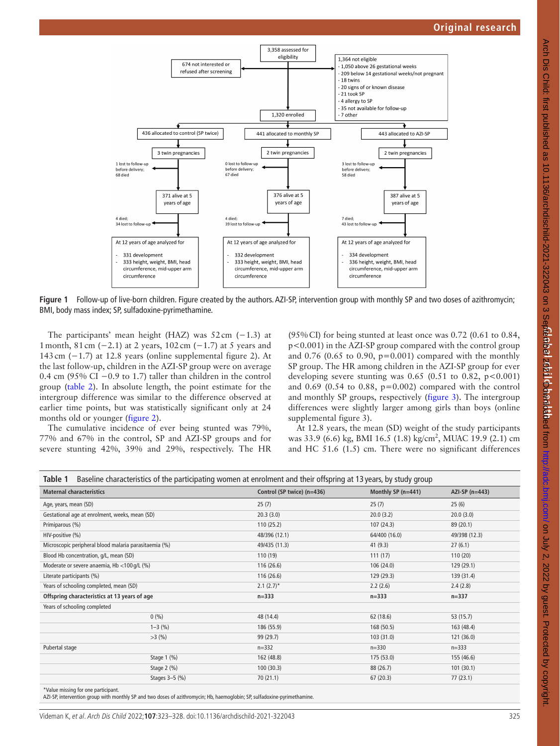Figure 1 Follow-up of live-born children. Figure created by the authors. AZI-SP, intervention group with monthly SP and two doses of azithromycin; BMI, body mass index; SP, sulfadoxine-pyrimethamine.

The participants' mean height (HAZ) was 52 cm (−1.3) at 1 month, 81 cm (−2.1) at 2 years, 102 cm (−1.7) at 5 years and 143 cm (−1.7) at 12.8 years (online supplemental figure 2). At the last follow-up, children in the AZI-SP group were on average 0.4 cm (95% CI −0.9 to 1.7) taller than children in the control group (table 2). In absolute length, the point estimate for the intergroup difference was similar to the difference observed at earlier time points, but was statistically significant only at 24 months old or younger (figure 2).

The cumulative incidence of ever being stunted was 79%, 77% and 67% in the control, SP and AZI-SP groups and for severe stunting 42%, 39% and 29%, respectively. The HR (95% CI) for being stunted at least once was 0.72 (0.61 to 0.84, p<0.001) in the AZI-SP group compared with the control group and 0.76 (0.65 to 0.90, p=0.001) compared with the monthly SP group. The HR among children in the AZI-SP group for ever developing severe stunting was 0.65 (0.51 to 0.82, p<0.001) and 0.69 (0.54 to 0.88, p=0.002) compared with the control and monthly SP groups, respectively (figure 3). The intergroup differences were slightly larger among girls than boys (online supplemental figure 3).

At 12.8 years, the mean (SD) weight of the study participants was 33.9 (6.6) kg, BMI 16.5 (1.8) kg/cm$^2$, MUAC 19.9 (2.1) cm and HC 51.6 (1.5) cm. There were no significant differences

**Table 1** Baseline characteristics of the participating women at enrolment and their offspring at 13 years, by study group

| Maternal characteristics | | Control (SP twice) (n=436) | Monthly SP (n=441) | AZI-SP (n=443) |
|---|---|---|---|---|
| Age, years, mean (SD) | | 25 (7) | 25 (7) | 25 (6) |
| Gestational age at enrolment, weeks, mean (SD) | | 20.3 (3.0) | 20.0 (3.2) | 20.0 (3.0) |
| Primiparous (%) | | 110 (25.2) | 107 (24.3) | 89 (20.1) |
| HIV-positive (%) | | 48/396 (12.1) | 64/400 (16.0) | 49/398 (12.3) |
| Microscopic peripheral blood malaria parasitaemia (%) | | 49/435 (11.3) | 41 (9.3) | 27 (6.1) |
| Blood Hb concentration, g/L, mean (SD) | | 110 (19) | 111 (17) | 110 (20) |
| Moderate or severe anaemia, Hb <100 g/L (%) | | 116 (26.6) | 106 (24.0) | 129 (29.1) |
| Literate participants (%) | | 116 (26.6) | 129 (29.3) | 139 (31.4) |
| Years of schooling completed, mean (SD) | | 2.1 (2.7)* | 2.2 (2.6) | 2.4 (2.8) |
| **Offspring characteristics at 13 years of age** | | **n=333** | **n=333** | **n=337** |
| Years of schooling completed | | | | |
| | 0 (%) | 48 (14.4) | 62 (18.6) | 53 (15.7) |
| | 1–3 (%) | 186 (55.9) | 168 (50.5) | 163 (48.4) |
| | >3 (%) | 99 (29.7) | 103 (31.0) | 121 (36.0) |
| Pubertal stage | | n=332 | n=330 | n=333 |
| | Stage 1 (%) | 162 (48.8) | 175 (53.0) | 155 (46.6) |
| | Stage 2 (%) | 100 (30.3) | 88 (26.7) | 101 (30.1) |
| | Stages 3–5 (%) | 70 (21.1) | 67 (20.3) | 77 (23.1) |

*Value missing for one participant.
AZI-SP, intervention group with monthly SP and two doses of azithromycin; Hb, haemoglobin; SP, sulfadoxine-pyrimethamine.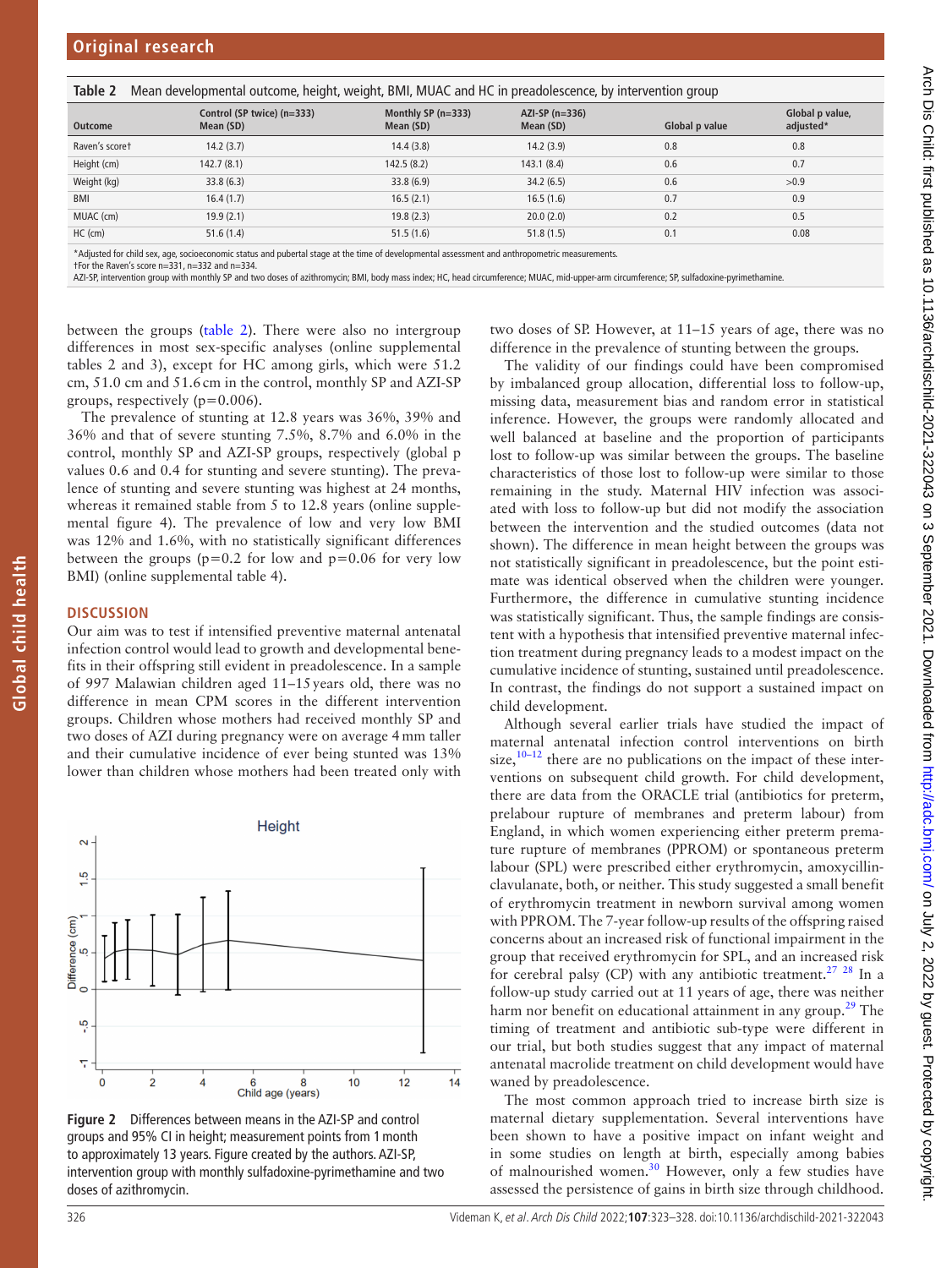**Table 2** Mean developmental outcome, height, weight, BMI, MUAC and HC in preadolescence, by intervention group

| Outcome | Control (SP twice) (n=333) Mean (SD) | Monthly SP (n=333) Mean (SD) | AZI-SP (n=336) Mean (SD) | Global p value | Global p value, adjusted* |
|---|---|---|---|---|---|
| Raven's score† | 14.2 (3.7) | 14.4 (3.8) | 14.2 (3.9) | 0.8 | 0.8 |
| Height (cm) | 142.7 (8.1) | 142.5 (8.2) | 143.1 (8.4) | 0.6 | 0.7 |
| Weight (kg) | 33.8 (6.3) | 33.8 (6.9) | 34.2 (6.5) | 0.6 | >0.9 |
| BMI | 16.4 (1.7) | 16.5 (2.1) | 16.5 (1.6) | 0.7 | 0.9 |
| MUAC (cm) | 19.9 (2.1) | 19.8 (2.3) | 20.0 (2.0) | 0.2 | 0.5 |
| HC (cm) | 51.6 (1.4) | 51.5 (1.6) | 51.8 (1.5) | 0.1 | 0.08 |

*Adjusted for child sex, age, socioeconomic status and pubertal stage at the time of developmental assessment and anthropometric measurements.
†For the Raven's score n=331, n=332 and n=334.
AZI-SP, intervention group with monthly SP and two doses of azithromycin; BMI, body mass index; HC, head circumference; MUAC, mid-upper-arm circumference; SP, sulfadoxine-pyrimethamine.

between the groups (table 2). There were also no intergroup differences in most sex-specific analyses (online supplemental tables 2 and 3), except for HC among girls, which were 51.2 cm, 51.0 cm and 51.6 cm in the control, monthly SP and AZI-SP groups, respectively (p=0.006).

The prevalence of stunting at 12.8 years was 36%, 39% and 36% and that of severe stunting 7.5%, 8.7% and 6.0% in the control, monthly SP and AZI-SP groups, respectively (global p values 0.6 and 0.4 for stunting and severe stunting). The prevalence of stunting and severe stunting was highest at 24 months, whereas it remained stable from 5 to 12.8 years (online supplemental figure 4). The prevalence of low and very low BMI was 12% and 1.6%, with no statistically significant differences between the groups (p=0.2 for low and p=0.06 for very low BMI) (online supplemental table 4).

## DISCUSSION

Our aim was to test if intensified preventive maternal antenatal infection control would lead to growth and developmental benefits in their offspring still evident in preadolescence. In a sample of 997 Malawian children aged 11–15 years old, there was no difference in mean CPM scores in the different intervention groups. Children whose mothers had received monthly SP and two doses of AZI during pregnancy were on average 4 mm taller and their cumulative incidence of ever being stunted was 13% lower than children whose mothers had been treated only with two doses of SP. However, at 11–15 years of age, there was no difference in the prevalence of stunting between the groups.

**Figure 2** Differences between means in the AZI-SP and control groups and 95% CI in height; measurement points from 1 month to approximately 13 years. Figure created by the authors. AZI-SP, intervention group with monthly sulfadoxine-pyrimethamine and two doses of azithromycin.

The validity of our findings could have been compromised by imbalanced group allocation, differential loss to follow-up, missing data, measurement bias and random error in statistical inference. However, the groups were randomly allocated and well balanced at baseline and the proportion of participants lost to follow-up was similar between the groups. The baseline characteristics of those lost to follow-up were similar to those remaining in the study. Maternal HIV infection was associated with loss to follow-up but did not modify the association between the intervention and the studied outcomes (data not shown). The difference in mean height between the groups was not statistically significant in preadolescence, but the point estimate was identical observed when the children were younger. Furthermore, the difference in cumulative stunting incidence was statistically significant. Thus, the sample findings are consistent with a hypothesis that intensified preventive maternal infection treatment during pregnancy leads to a modest impact on the cumulative incidence of stunting, sustained until preadolescence. In contrast, the findings do not support a sustained impact on child development.

Although several earlier trials have studied the impact of maternal antenatal infection control interventions on birth size,[10–12] there are no publications on the impact of these interventions on subsequent child growth. For child development, there are data from the ORACLE trial (antibiotics for preterm, prelabour rupture of membranes and preterm labour) from England, in which women experiencing either preterm premature rupture of membranes (PPROM) or spontaneous preterm labour (SPL) were prescribed either erythromycin, amoxycillin-clavulanate, both, or neither. This study suggested a small benefit of erythromycin treatment in newborn survival among women with PPROM. The 7-year follow-up results of the offspring raised concerns about an increased risk of functional impairment in the group that received erythromycin for SPL, and an increased risk for cerebral palsy (CP) with any antibiotic treatment.[27 28] In a follow-up study carried out at 11 years of age, there was neither harm nor benefit on educational attainment in any group.[29] The timing of treatment and antibiotic sub-type were different in our trial, but both studies suggest that any impact of maternal antenatal macrolide treatment on child development would have waned by preadolescence.

The most common approach tried to increase birth size is maternal dietary supplementation. Several interventions have been shown to have a positive impact on infant weight and in some studies on length at birth, especially among babies of malnourished women.[30] However, only a few studies have assessed the persistence of gains in birth size through childhood.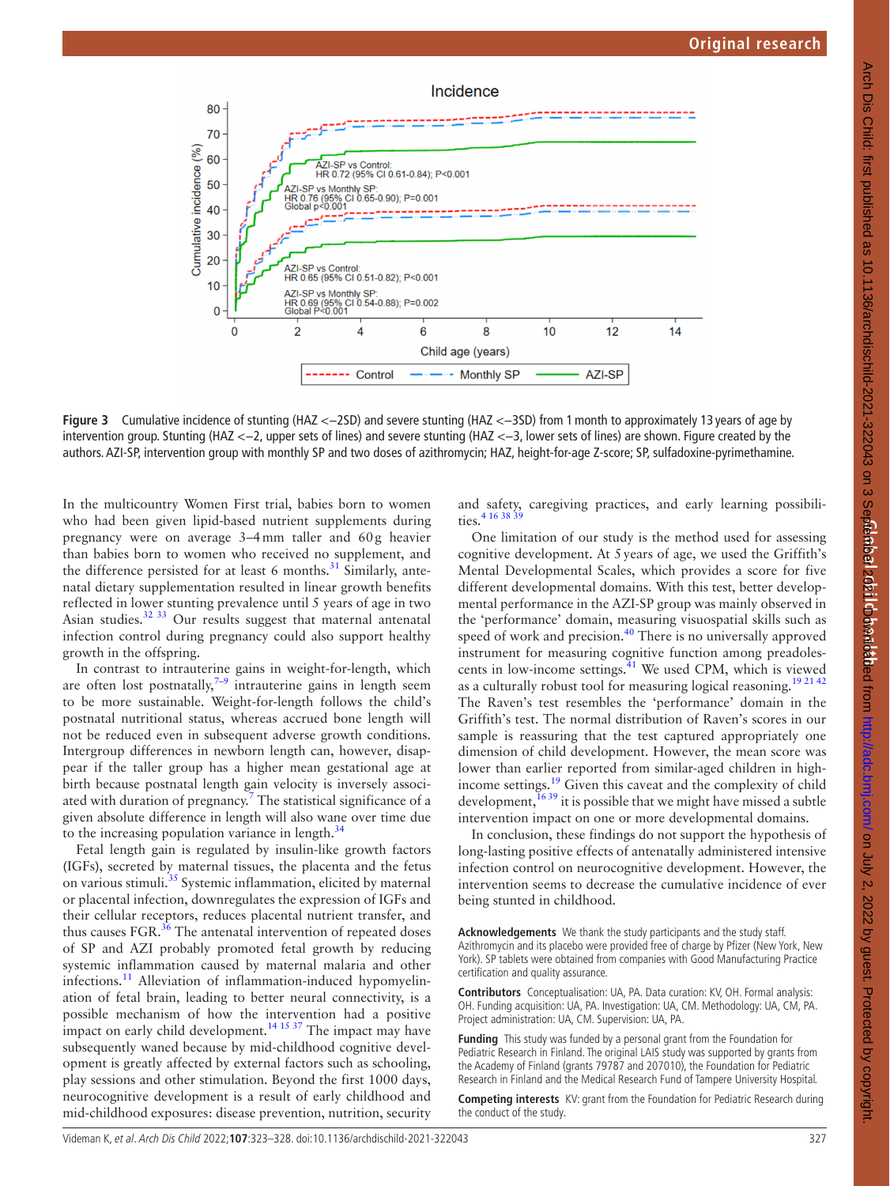Figure 3 Cumulative incidence of stunting (HAZ <−2SD) and severe stunting (HAZ <−3SD) from 1 month to approximately 13 years of age by intervention group. Stunting (HAZ <−2, upper sets of lines) and severe stunting (HAZ <−3, lower sets of lines) are shown. Figure created by the authors. AZI-SP, intervention group with monthly SP and two doses of azithromycin; HAZ, height-for-age Z-score; SP, sulfadoxine-pyrimethamine.

In the multicountry Women First trial, babies born to women who had been given lipid-based nutrient supplements during pregnancy were on average 3–4 mm taller and 60 g heavier than babies born to women who received no supplement, and the difference persisted for at least 6 months.[31] Similarly, antenatal dietary supplementation resulted in linear growth benefits reflected in lower stunting prevalence until 5 years of age in two Asian studies.[32 33] Our results suggest that maternal antenatal infection control during pregnancy could also support healthy growth in the offspring.

In contrast to intrauterine gains in weight-for-length, which are often lost postnatally,[7–9] intrauterine gains in length seem to be more sustainable. Weight-for-length follows the child's postnatal nutritional status, whereas accrued bone length will not be reduced even in subsequent adverse growth conditions. Intergroup differences in newborn length can, however, disappear if the taller group has a higher mean gestational age at birth because postnatal length gain velocity is inversely associated with duration of pregnancy.[7] The statistical significance of a given absolute difference in length will also wane over time due to the increasing population variance in length.[34]

Fetal length gain is regulated by insulin-like growth factors (IGFs), secreted by maternal tissues, the placenta and the fetus on various stimuli.[35] Systemic inflammation, elicited by maternal or placental infection, downregulates the expression of IGFs and their cellular receptors, reduces placental nutrient transfer, and thus causes FGR.[36] The antenatal intervention of repeated doses of SP and AZI probably promoted fetal growth by reducing systemic inflammation caused by maternal malaria and other infections.[11] Alleviation of inflammation-induced hypomyelination of fetal brain, leading to better neural connectivity, is a possible mechanism of how the intervention had a positive impact on early child development.[14 15 37] The impact may have subsequently waned because by mid-childhood cognitive development is greatly affected by external factors such as schooling, play sessions and other stimulation. Beyond the first 1000 days, neurocognitive development is a result of early childhood and mid-childhood exposures: disease prevention, nutrition, security and safety, caregiving practices, and early learning possibilities.[4 16 38 39]

One limitation of our study is the method used for assessing cognitive development. At 5 years of age, we used the Griffith's Mental Developmental Scales, which provides a score for five different developmental domains. With this test, better developmental performance in the AZI-SP group was mainly observed in the 'performance' domain, measuring visuospatial skills such as speed of work and precision.[40] There is no universally approved instrument for measuring cognitive function among preadolescents in low-income settings.[41] We used CPM, which is viewed as a culturally robust tool for measuring logical reasoning.[19 21 42] The Raven's test resembles the 'performance' domain in the Griffith's test. The normal distribution of Raven's scores in our sample is reassuring that the test captured appropriately one dimension of child development. However, the mean score was lower than earlier reported from similar-aged children in high-income settings.[19] Given this caveat and the complexity of child development,[16 39] it is possible that we might have missed a subtle intervention impact on one or more developmental domains.

In conclusion, these findings do not support the hypothesis of long-lasting positive effects of antenatally administered intensive infection control on neurocognitive development. However, the intervention seems to decrease the cumulative incidence of ever being stunted in childhood.

**Acknowledgements** We thank the study participants and the study staff. Azithromycin and its placebo were provided free of charge by Pfizer (New York, New York). SP tablets were obtained from companies with Good Manufacturing Practice certification and quality assurance.

**Contributors** Conceptualisation: UA, PA. Data curation: KV, OH. Formal analysis: OH. Funding acquisition: UA, PA. Investigation: UA, CM. Methodology: UA, CM, PA. Project administration: UA, CM. Supervision: UA, PA.

**Funding** This study was funded by a personal grant from the Foundation for Pediatric Research in Finland. The original LAIS study was supported by grants from the Academy of Finland (grants 79787 and 207010), the Foundation for Pediatric Research in Finland and the Medical Research Fund of Tampere University Hospital.

**Competing interests** KV: grant from the Foundation for Pediatric Research during the conduct of the study.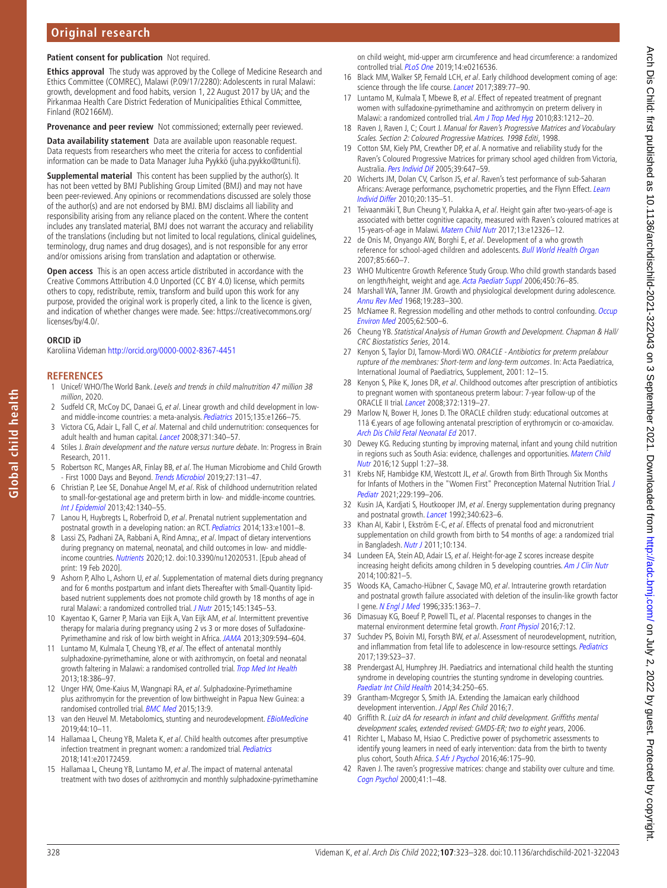**Patient consent for publication** Not required.

**Ethics approval** The study was approved by the College of Medicine Research and Ethics Committee (COMREC), Malawi (P.09/17/2280): Adolescents in rural Malawi: growth, development and food habits, version 1, 22 August 2017 by UA; and the Pirkanmaa Health Care District Federation of Municipalities Ethical Committee, Finland (RO2166M).

**Provenance and peer review** Not commissioned; externally peer reviewed.

**Data availability statement** Data are available upon reasonable request. Data requests from researchers who meet the criteria for access to confidential information can be made to Data Manager Juha Pyykkö (juha.pyykko@tuni.fi).

**Supplemental material** This content has been supplied by the author(s). It has not been vetted by BMJ Publishing Group Limited (BMJ) and may not have been peer-reviewed. Any opinions or recommendations discussed are solely those of the author(s) and are not endorsed by BMJ. BMJ disclaims all liability and responsibility arising from any reliance placed on the content. Where the content includes any translated material, BMJ does not warrant the accuracy and reliability of the translations (including but not limited to local regulations, clinical guidelines, terminology, drug names and drug dosages), and is not responsible for any error and/or omissions arising from translation and adaptation or otherwise.

**Open access** This is an open access article distributed in accordance with the Creative Commons Attribution 4.0 Unported (CC BY 4.0) license, which permits others to copy, redistribute, remix, transform and build upon this work for any purpose, provided the original work is properly cited, a link to the licence is given, and indication of whether changes were made. See: https://creativecommons.org/licenses/by/4.0/.

### ORCID iD

Karoliina Videman http://orcid.org/0000-0002-8367-4451

## REFERENCES

1. Unicef/ WHO/The World Bank. *Levels and trends in child malnutrition 47 million 38 million*, 2020.
2. Sudfeld CR, McCoy DC, Danaei G, *et al*. Linear growth and child development in low- and middle-income countries: a meta-analysis. *Pediatrics* 2015;135:e1266–75.
3. Victora CG, Adair L, Fall C, *et al*. Maternal and child undernutrition: consequences for adult health and human capital. *Lancet* 2008;371:340–57.
4. Stiles J. *Brain development and the nature versus nurture debate*. In: Progress in Brain Research, 2011.
5. Robertson RC, Manges AR, Finlay BB, *et al*. The Human Microbiome and Child Growth - First 1000 Days and Beyond. *Trends Microbiol* 2019;27:131–47.
6. Christian P, Lee SE, Donahue Angel M, *et al*. Risk of childhood undernutrition related to small-for-gestational age and preterm birth in low- and middle-income countries. *Int J Epidemiol* 2013;42:1340–55.
7. Lanou H, Huybregts L, Roberfroid D, *et al*. Prenatal nutrient supplementation and postnatal growth in a developing nation: an RCT. *Pediatrics* 2014;133:e1001–8.
8. Lassi ZS, Padhani ZA, Rabbani A, Rind Amna;, *et al*. Impact of dietary interventions during pregnancy on maternal, neonatal, and child outcomes in low- and middle-income countries. *Nutrients* 2020;12. doi:10.3390/nu12020531. [Epub ahead of print: 19 Feb 2020].
9. Ashorn P, Alho L, Ashorn U, *et al*. Supplementation of maternal diets during pregnancy and for 6 months postpartum and infant diets Thereafter with Small-Quantity lipid-based nutrient supplements does not promote child growth by 18 months of age in rural Malawi: a randomized controlled trial. *J Nutr* 2015;145:1345–53.
10. Kayentao K, Garner P, Maria van Eijk A, Van Eijk AM, *et al*. Intermittent preventive therapy for malaria during pregnancy using 2 vs 3 or more doses of Sulfadoxine-Pyrimethamine and risk of low birth weight in Africa. *JAMA* 2013;309:594–604.
11. Luntamo M, Kulmala T, Cheung YB, *et al*. The effect of antenatal monthly sulphadoxine-pyrimethamine, alone or with azithromycin, on foetal and neonatal growth faltering in Malawi: a randomised controlled trial. *Trop Med Int Health* 2013;18:386–97.
12. Unger HW, Ome-Kaius M, Wangnapi RA, *et al*. Sulphadoxine-Pyrimethamine plus azithromycin for the prevention of low birthweight in Papua New Guinea: a randomised controlled trial. *BMC Med* 2015;13:9.
13. van den Heuvel M. Metabolomics, stunting and neurodevelopment. *EBioMedicine* 2019;44:10–11.
14. Hallamaa L, Cheung YB, Maleta K, *et al*. Child health outcomes after presumptive infection treatment in pregnant women: a randomized trial. *Pediatrics* 2018;141:e20172459.
15. Hallamaa L, Cheung YB, Luntamo M, *et al*. The impact of maternal antenatal treatment with two doses of azithromycin and monthly sulphadoxine-pyrimethamine on child weight, mid-upper arm circumference and head circumference: a randomized controlled trial. *PLoS One* 2019;14:e0216536.
16. Black MM, Walker SP, Fernald LCH, *et al*. Early childhood development coming of age: science through the life course. *Lancet* 2017;389:77–90.
17. Luntamo M, Kulmala T, Mbewe B, *et al*. Effect of repeated treatment of pregnant women with sulfadoxine-pyrimethamine and azithromycin on preterm delivery in Malawi: a randomized controlled trial. *Am J Trop Med Hyg* 2010;83:1212–20.
18. Raven J, Raven J, C; Court J. *Manual for Raven's Progressive Matrices and Vocabulary Scales. Section 2: Coloured Progressive Matrices. 1998 Editi*, 1998.
19. Cotton SM, Kiely PM, Crewther DP, *et al*. A normative and reliability study for the Raven's Coloured Progressive Matrices for primary school aged children from Victoria, Australia. *Pers Individ Dif* 2005;39:647–59.
20. Wicherts JM, Dolan CV, Carlson JS, *et al*. Raven's test performance of sub-Saharan Africans: Average performance, psychometric properties, and the Flynn Effect. *Learn Individ Differ* 2010;20:135–51.
21. Teivaanmäki T, Bun Cheung Y, Pulakka A, *et al*. Height gain after two-years-of-age is associated with better cognitive capacity, measured with Raven's coloured matrices at 15-years-of-age in Malawi. *Matern Child Nutr* 2017;13:e12326–12.
22. de Onis M, Onyango AW, Borghi E, *et al*. Development of a who growth reference for school-aged children and adolescents. *Bull World Health Organ* 2007;85:660–7.
23. WHO Multicentre Growth Reference Study Group. Who child growth standards based on length/height, weight and age. *Acta Paediatr Suppl* 2006;450:76–85.
24. Marshall WA, Tanner JM. Growth and physiological development during adolescence. *Annu Rev Med* 1968;19:283–300.
25. McNamee R. Regression modelling and other methods to control confounding. *Occup Environ Med* 2005;62:500–6.
26. Cheung YB. *Statistical Analysis of Human Growth and Development. Chapman & Hall/ CRC Biostatistics Series*, 2014.
27. Kenyon S, Taylor DJ, Tarnow-Mordi WO. *ORACLE - Antibiotics for preterm prelabour rupture of the membranes: Short-term and long-term outcomes*. In: Acta Paediatrica, International Journal of Paediatrics, Supplement, 2001: 12–15.
28. Kenyon S, Pike K, Jones DR, *et al*. Childhood outcomes after prescription of antibiotics to pregnant women with spontaneous preterm labour: 7-year follow-up of the ORACLE II trial. *Lancet* 2008;372:1319–27.
29. Marlow N, Bower H, Jones D. The ORACLE children study: educational outcomes at 11â €.years of age following antenatal prescription of erythromycin or co-amoxiclav. *Arch Dis Child Fetal Neonatal Ed* 2017.
30. Dewey KG. Reducing stunting by improving maternal, infant and young child nutrition in regions such as South Asia: evidence, challenges and opportunities. *Matern Child Nutr* 2016;12 Suppl 1:27–38.
31. Krebs NF, Hambidge KM, Westcott JL, *et al*. Growth from Birth Through Six Months for Infants of Mothers in the "Women First" Preconception Maternal Nutrition Trial. *J Pediatr* 2021;229:199–206.
32. Kusin JA, Kardjati S, Houtkooper JM, *et al*. Energy supplementation during pregnancy and postnatal growth. *Lancet* 1992;340:623–6.
33. Khan AI, Kabir I, Ekström E-C, *et al*. Effects of prenatal food and micronutrient supplementation on child growth from birth to 54 months of age: a randomized trial in Bangladesh. *Nutr J* 2011;10:134.
34. Lundeen EA, Stein AD, Adair LS, *et al*. Height-for-age Z scores increase despite increasing height deficits among children in 5 developing countries. *Am J Clin Nutr* 2014;100:821–5.
35. Woods KA, Camacho-Hübner C, Savage MO, *et al*. Intrauterine growth retardation and postnatal growth failure associated with deletion of the insulin-like growth factor I gene. *N Engl J Med* 1996;335:1363–7.
36. Dimasuay KG, Boeuf P, Powell TL, *et al*. Placental responses to changes in the maternal environment determine fetal growth. *Front Physiol* 2016;7:12.
37. Suchdev PS, Boivin MJ, Forsyth BW, *et al*. Assessment of neurodevelopment, nutrition, and inflammation from fetal life to adolescence in low-resource settings. *Pediatrics* 2017;139:S23–37.
38. Prendergast AJ, Humphrey JH. Paediatrics and international child health the stunting syndrome in developing countries the stunting syndrome in developing countries. *Paediatr Int Child Health* 2014;34:250–65.
39. Grantham-Mcgregor S, Smith JA. Extending the Jamaican early childhood development intervention. *J Appl Res Child* 2016;7.
40. Griffith R. *Luiz dA for research in infant and child development. Griffiths mental development scales, extended revised: GMDS-ER; two to eight years*, 2006.
41. Richter L, Mabaso M, Hsiao C. Predictive power of psychometric assessments to identify young learners in need of early intervention: data from the birth to twenty plus cohort, South Africa. *S Afr J Psychol* 2016;46:175–90.
42. Raven J. The raven's progressive matrices: change and stability over culture and time. *Cogn Psychol* 2000;41:1–48.